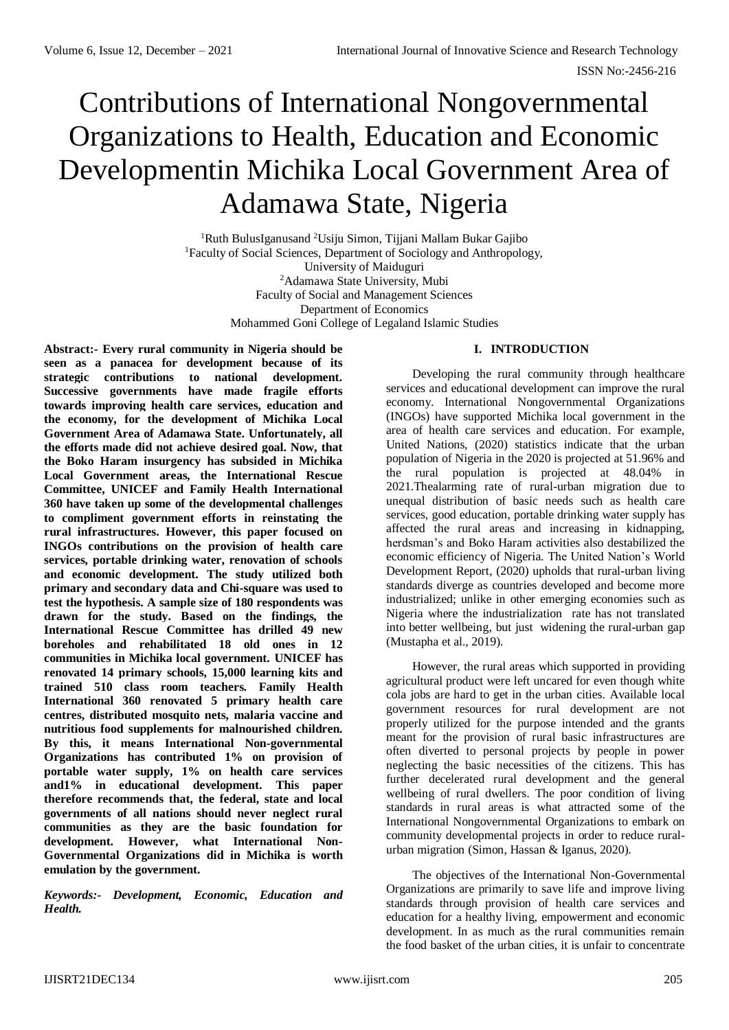# Contributions of International Nongovernmental Organizations to Health, Education and Economic Developmentin Michika Local Government Area of Adamawa State, Nigeria

[1]Ruth BulusIganusand [2]Usiju Simon, Tijjani Mallam Bukar Gajibo
[1]Faculty of Social Sciences, Department of Sociology and Anthropology, University of Maiduguri
[2]Adamawa State University, Mubi
Faculty of Social and Management Sciences
Department of Economics
Mohammed Goni College of Legaland Islamic Studies

**Abstract:- Every rural community in Nigeria should be seen as a panacea for development because of its strategic contributions to national development. Successive governments have made fragile efforts towards improving health care services, education and the economy, for the development of Michika Local Government Area of Adamawa State. Unfortunately, all the efforts made did not achieve desired goal. Now, that the Boko Haram insurgency has subsided in Michika Local Government areas, the International Rescue Committee, UNICEF and Family Health International 360 have taken up some of the developmental challenges to compliment government efforts in reinstating the rural infrastructures. However, this paper focused on INGOs contributions on the provision of health care services, portable drinking water, renovation of schools and economic development. The study utilized both primary and secondary data and Chi-square was used to test the hypothesis. A sample size of 180 respondents was drawn for the study. Based on the findings, the International Rescue Committee has drilled 49 new boreholes and rehabilitated 18 old ones in 12 communities in Michika local government. UNICEF has renovated 14 primary schools, 15,000 learning kits and trained 510 class room teachers. Family Health International 360 renovated 5 primary health care centres, distributed mosquito nets, malaria vaccine and nutritious food supplements for malnourished children. By this, it means International Non-governmental Organizations has contributed 1% on provision of portable water supply, 1% on health care services and1% in educational development. This paper therefore recommends that, the federal, state and local governments of all nations should never neglect rural communities as they are the basic foundation for development. However, what International Non-Governmental Organizations did in Michika is worth emulation by the government.**

***Keywords:- Development, Economic, Education and Health.***

## I. INTRODUCTION

Developing the rural community through healthcare services and educational development can improve the rural economy. International Nongovernmental Organizations (INGOs) have supported Michika local government in the area of health care services and education. For example, United Nations, (2020) statistics indicate that the urban population of Nigeria in the 2020 is projected at 51.96% and the rural population is projected at 48.04% in 2021.Thealarming rate of rural-urban migration due to unequal distribution of basic needs such as health care services, good education, portable drinking water supply has affected the rural areas and increasing in kidnapping, herdsman's and Boko Haram activities also destabilized the economic efficiency of Nigeria. The United Nation's World Development Report, (2020) upholds that rural-urban living standards diverge as countries developed and become more industrialized; unlike in other emerging economies such as Nigeria where the industrialization rate has not translated into better wellbeing, but just widening the rural-urban gap (Mustapha et al., 2019).

However, the rural areas which supported in providing agricultural product were left uncared for even though white cola jobs are hard to get in the urban cities. Available local government resources for rural development are not properly utilized for the purpose intended and the grants meant for the provision of rural basic infrastructures are often diverted to personal projects by people in power neglecting the basic necessities of the citizens. This has further decelerated rural development and the general wellbeing of rural dwellers. The poor condition of living standards in rural areas is what attracted some of the International Nongovernmental Organizations to embark on community developmental projects in order to reduce rural-urban migration (Simon, Hassan & Iganus, 2020).

The objectives of the International Non-Governmental Organizations are primarily to save life and improve living standards through provision of health care services and education for a healthy living, empowerment and economic development. In as much as the rural communities remain the food basket of the urban cities, it is unfair to concentrate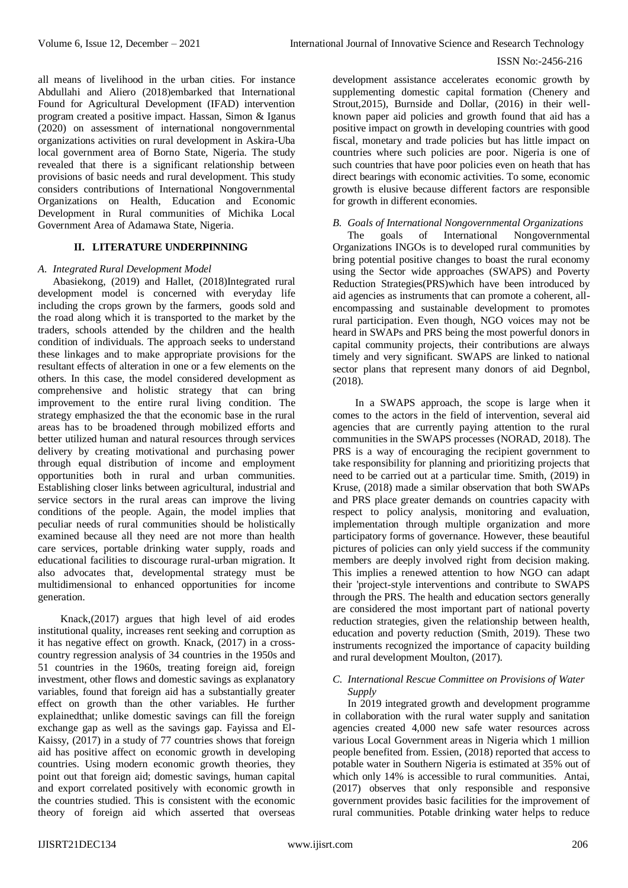all means of livelihood in the urban cities. For instance Abdullahi and Aliero (2018)embarked that International Found for Agricultural Development (IFAD) intervention program created a positive impact. Hassan, Simon & Iganus (2020) on assessment of international nongovernmental organizations activities on rural development in Askira-Uba local government area of Borno State, Nigeria. The study revealed that there is a significant relationship between provisions of basic needs and rural development. This study considers contributions of International Nongovernmental Organizations on Health, Education and Economic Development in Rural communities of Michika Local Government Area of Adamawa State, Nigeria.

## II. LITERATURE UNDERPINNING

### A. Integrated Rural Development Model

Abasiekong, (2019) and Hallet, (2018)Integrated rural development model is concerned with everyday life including the crops grown by the farmers, goods sold and the road along which it is transported to the market by the traders, schools attended by the children and the health condition of individuals. The approach seeks to understand these linkages and to make appropriate provisions for the resultant effects of alteration in one or a few elements on the others. In this case, the model considered development as comprehensive and holistic strategy that can bring improvement to the entire rural living condition. The strategy emphasized the that the economic base in the rural areas has to be broadened through mobilized efforts and better utilized human and natural resources through services delivery by creating motivational and purchasing power through equal distribution of income and employment opportunities both in rural and urban communities. Establishing closer links between agricultural, industrial and service sectors in the rural areas can improve the living conditions of the people. Again, the model implies that peculiar needs of rural communities should be holistically examined because all they need are not more than health care services, portable drinking water supply, roads and educational facilities to discourage rural-urban migration. It also advocates that, developmental strategy must be multidimensional to enhanced opportunities for income generation.

Knack,(2017) argues that high level of aid erodes institutional quality, increases rent seeking and corruption as it has negative effect on growth. Knack, (2017) in a cross-country regression analysis of 34 countries in the 1950s and 51 countries in the 1960s, treating foreign aid, foreign investment, other flows and domestic savings as explanatory variables, found that foreign aid has a substantially greater effect on growth than the other variables. He further explainedthat; unlike domestic savings can fill the foreign exchange gap as well as the savings gap. Fayissa and El-Kaissy, (2017) in a study of 77 countries shows that foreign aid has positive affect on economic growth in developing countries. Using modern economic growth theories, they point out that foreign aid; domestic savings, human capital and export correlated positively with economic growth in the countries studied. This is consistent with the economic theory of foreign aid which asserted that overseas development assistance accelerates economic growth by supplementing domestic capital formation (Chenery and Strout,2015), Burnside and Dollar, (2016) in their well-known paper aid policies and growth found that aid has a positive impact on growth in developing countries with good fiscal, monetary and trade policies but has little impact on countries where such policies are poor. Nigeria is one of such countries that have poor policies even on heath that has direct bearings with economic activities. To some, economic growth is elusive because different factors are responsible for growth in different economies.

### B. Goals of International Nongovernmental Organizations

The goals of International Nongovernmental Organizations INGOs is to developed rural communities by bring potential positive changes to boast the rural economy using the Sector wide approaches (SWAPS) and Poverty Reduction Strategies(PRS)which have been introduced by aid agencies as instruments that can promote a coherent, all-encompassing and sustainable development to promotes rural participation. Even though, NGO voices may not be heard in SWAPs and PRS being the most powerful donors in capital community projects, their contributions are always timely and very significant. SWAPS are linked to national sector plans that represent many donors of aid Degnbol, (2018).

In a SWAPS approach, the scope is large when it comes to the actors in the field of intervention, several aid agencies that are currently paying attention to the rural communities in the SWAPS processes (NORAD, 2018). The PRS is a way of encouraging the recipient government to take responsibility for planning and prioritizing projects that need to be carried out at a particular time. Smith, (2019) in Kruse, (2018) made a similar observation that both SWAPs and PRS place greater demands on countries capacity with respect to policy analysis, monitoring and evaluation, implementation through multiple organization and more participatory forms of governance. However, these beautiful pictures of policies can only yield success if the community members are deeply involved right from decision making. This implies a renewed attention to how NGO can adapt their 'project-style interventions and contribute to SWAPS through the PRS. The health and education sectors generally are considered the most important part of national poverty reduction strategies, given the relationship between health, education and poverty reduction (Smith, 2019). These two instruments recognized the importance of capacity building and rural development Moulton, (2017).

### C. International Rescue Committee on Provisions of Water Supply

In 2019 integrated growth and development programme in collaboration with the rural water supply and sanitation agencies created 4,000 new safe water resources across various Local Government areas in Nigeria which 1 million people benefited from. Essien, (2018) reported that access to potable water in Southern Nigeria is estimated at 35% out of which only 14% is accessible to rural communities. Antai, (2017) observes that only responsible and responsive government provides basic facilities for the improvement of rural communities. Potable drinking water helps to reduce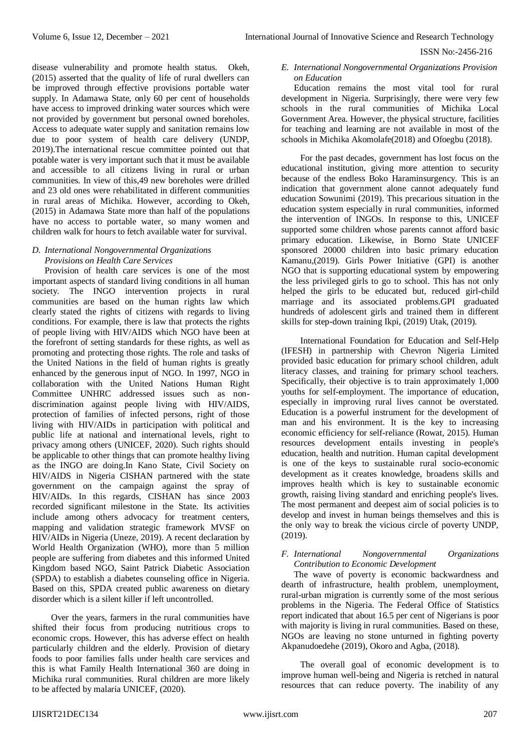disease vulnerability and promote health status. Okeh, (2015) asserted that the quality of life of rural dwellers can be improved through effective provisions portable water supply. In Adamawa State, only 60 per cent of households have access to improved drinking water sources which were not provided by government but personal owned boreholes. Access to adequate water supply and sanitation remains low due to poor system of health care delivery (UNDP, 2019).The international rescue committee pointed out that potable water is very important such that it must be available and accessible to all citizens living in rural or urban communities. In view of this,49 new boreholes were drilled and 23 old ones were rehabilitated in different communities in rural areas of Michika. However, according to Okeh, (2015) in Adamawa State more than half of the populations have no access to portable water, so many women and children walk for hours to fetch available water for survival.

### *D. International Nongovernmental Organizations Provisions on Health Care Services*

Provision of health care services is one of the most important aspects of standard living conditions in all human society. The INGO intervention projects in rural communities are based on the human rights law which clearly stated the rights of citizens with regards to living conditions. For example, there is law that protects the rights of people living with HIV/AIDS which NGO have been at the forefront of setting standards for these rights, as well as promoting and protecting those rights. The role and tasks of the United Nations in the field of human rights is greatly enhanced by the generous input of NGO. In 1997, NGO in collaboration with the United Nations Human Right Committee UNHRC addressed issues such as non-discrimination against people living with HIV/AIDS, protection of families of infected persons, right of those living with HIV/AIDs in participation with political and public life at national and international levels, right to privacy among others (UNICEF, 2020). Such rights should be applicable to other things that can promote healthy living as the INGO are doing.In Kano State, Civil Society on HIV/AIDS in Nigeria CISHAN partnered with the state government on the campaign against the spray of HIV/AIDs. In this regards, CISHAN has since 2003 recorded significant milestone in the State. Its activities include among others advocacy for treatment centers, mapping and validation strategic framework MVSF on HIV/AIDs in Nigeria (Uneze, 2019). A recent declaration by World Health Organization (WHO), more than 5 million people are suffering from diabetes and this informed United Kingdom based NGO, Saint Patrick Diabetic Association (SPDA) to establish a diabetes counseling office in Nigeria. Based on this, SPDA created public awareness on dietary disorder which is a silent killer if left uncontrolled.

Over the years, farmers in the rural communities have shifted their focus from producing nutritious crops to economic crops. However, this has adverse effect on health particularly children and the elderly. Provision of dietary foods to poor families falls under health care services and this is what Family Health International 360 are doing in Michika rural communities. Rural children are more likely to be affected by malaria UNICEF, (2020).

### *E. International Nongovernmental Organizations Provision on Education*

Education remains the most vital tool for rural development in Nigeria. Surprisingly, there were very few schools in the rural communities of Michika Local Government Area. However, the physical structure, facilities for teaching and learning are not available in most of the schools in Michika Akomolafe(2018) and Ofoegbu (2018).

For the past decades, government has lost focus on the educational institution, giving more attention to security because of the endless Boko Haraminsurgency. This is an indication that government alone cannot adequately fund education Sowunimi (2019). This precarious situation in the education system especially in rural communities, informed the intervention of INGOs. In response to this, UNICEF supported some children whose parents cannot afford basic primary education. Likewise, in Borno State UNICEF sponsored 20000 children into basic primary education Kamanu,(2019). Girls Power Initiative (GPI) is another NGO that is supporting educational system by empowering the less privileged girls to go to school. This has not only helped the girls to be educated but, reduced girl-child marriage and its associated problems.GPI graduated hundreds of adolescent girls and trained them in different skills for step-down training Ikpi, (2019) Utak, (2019).

International Foundation for Education and Self-Help (IFESH) in partnership with Chevron Nigeria Limited provided basic education for primary school children, adult literacy classes, and training for primary school teachers. Specifically, their objective is to train approximately 1,000 youths for self-employment. The importance of education, especially in improving rural lives cannot be overstated. Education is a powerful instrument for the development of man and his environment. It is the key to increasing economic efficiency for self-reliance (Rowat, 2015). Human resources development entails investing in people's education, health and nutrition. Human capital development is one of the keys to sustainable rural socio-economic development as it creates knowledge, broadens skills and improves health which is key to sustainable economic growth, raising living standard and enriching people's lives. The most permanent and deepest aim of social policies is to develop and invest in human beings themselves and this is the only way to break the vicious circle of poverty UNDP, (2019).

### *F. International Nongovernmental Organizations Contribution to Economic Development*

The wave of poverty is economic backwardness and dearth of infrastructure, health problem, unemployment, rural-urban migration is currently some of the most serious problems in the Nigeria. The Federal Office of Statistics report indicated that about 16.5 per cent of Nigerians is poor with majority is living in rural communities. Based on these, NGOs are leaving no stone unturned in fighting poverty Akpanudoedehe (2019), Okoro and Agba, (2018).

The overall goal of economic development is to improve human well-being and Nigeria is retched in natural resources that can reduce poverty. The inability of any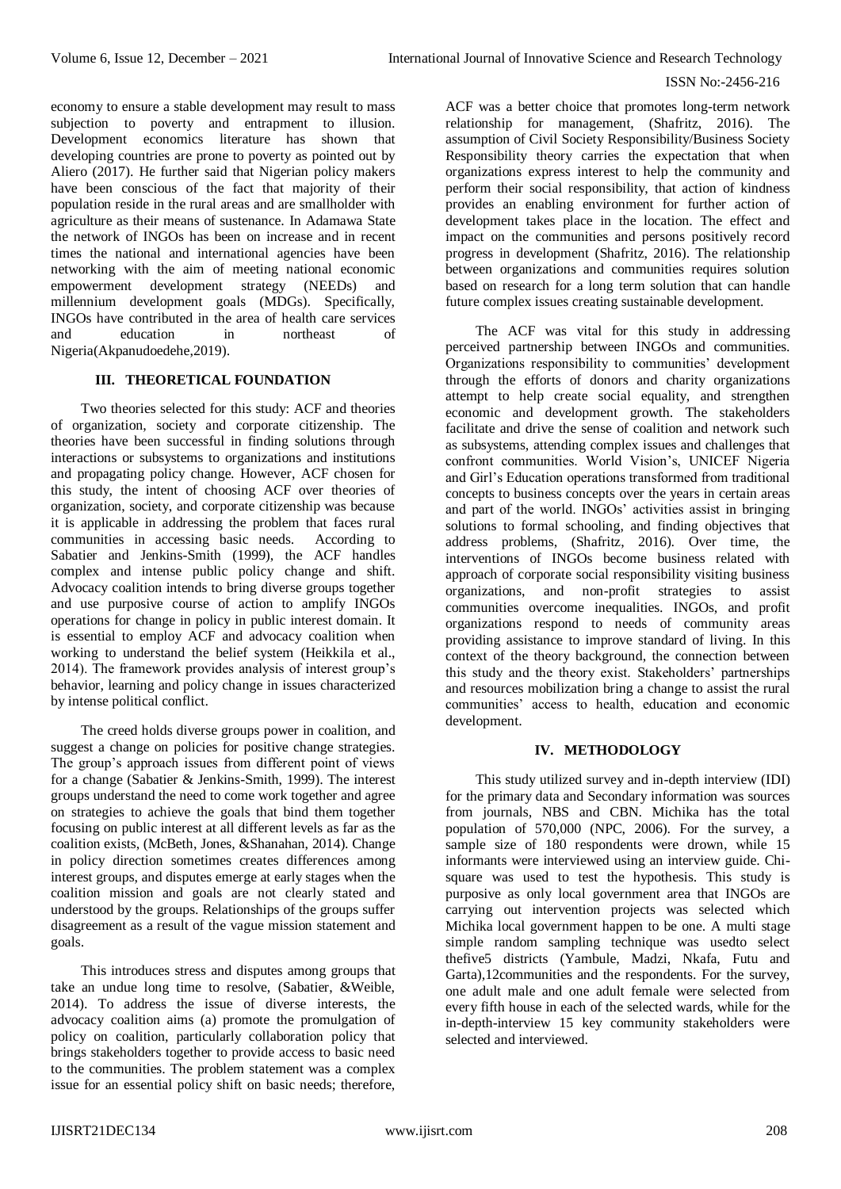economy to ensure a stable development may result to mass subjection to poverty and entrapment to illusion. Development economics literature has shown that developing countries are prone to poverty as pointed out by Aliero (2017). He further said that Nigerian policy makers have been conscious of the fact that majority of their population reside in the rural areas and are smallholder with agriculture as their means of sustenance. In Adamawa State the network of INGOs has been on increase and in recent times the national and international agencies have been networking with the aim of meeting national economic empowerment development strategy (NEEDs) and millennium development goals (MDGs). Specifically, INGOs have contributed in the area of health care services and education in northeast of Nigeria(Akpanudoedehe,2019).

## III. THEORETICAL FOUNDATION

Two theories selected for this study: ACF and theories of organization, society and corporate citizenship. The theories have been successful in finding solutions through interactions or subsystems to organizations and institutions and propagating policy change. However, ACF chosen for this study, the intent of choosing ACF over theories of organization, society, and corporate citizenship was because it is applicable in addressing the problem that faces rural communities in accessing basic needs. According to Sabatier and Jenkins-Smith (1999), the ACF handles complex and intense public policy change and shift. Advocacy coalition intends to bring diverse groups together and use purposive course of action to amplify INGOs operations for change in policy in public interest domain. It is essential to employ ACF and advocacy coalition when working to understand the belief system (Heikkila et al., 2014). The framework provides analysis of interest group's behavior, learning and policy change in issues characterized by intense political conflict.

The creed holds diverse groups power in coalition, and suggest a change on policies for positive change strategies. The group's approach issues from different point of views for a change (Sabatier & Jenkins-Smith, 1999). The interest groups understand the need to come work together and agree on strategies to achieve the goals that bind them together focusing on public interest at all different levels as far as the coalition exists, (McBeth, Jones, &Shanahan, 2014). Change in policy direction sometimes creates differences among interest groups, and disputes emerge at early stages when the coalition mission and goals are not clearly stated and understood by the groups. Relationships of the groups suffer disagreement as a result of the vague mission statement and goals.

This introduces stress and disputes among groups that take an undue long time to resolve, (Sabatier, &Weible, 2014). To address the issue of diverse interests, the advocacy coalition aims (a) promote the promulgation of policy on coalition, particularly collaboration policy that brings stakeholders together to provide access to basic need to the communities. The problem statement was a complex issue for an essential policy shift on basic needs; therefore, ACF was a better choice that promotes long-term network relationship for management, (Shafritz, 2016). The assumption of Civil Society Responsibility/Business Society Responsibility theory carries the expectation that when organizations express interest to help the community and perform their social responsibility, that action of kindness provides an enabling environment for further action of development takes place in the location. The effect and impact on the communities and persons positively record progress in development (Shafritz, 2016). The relationship between organizations and communities requires solution based on research for a long term solution that can handle future complex issues creating sustainable development.

The ACF was vital for this study in addressing perceived partnership between INGOs and communities. Organizations responsibility to communities' development through the efforts of donors and charity organizations attempt to help create social equality, and strengthen economic and development growth. The stakeholders facilitate and drive the sense of coalition and network such as subsystems, attending complex issues and challenges that confront communities. World Vision's, UNICEF Nigeria and Girl's Education operations transformed from traditional concepts to business concepts over the years in certain areas and part of the world. INGOs' activities assist in bringing solutions to formal schooling, and finding objectives that address problems, (Shafritz, 2016). Over time, the interventions of INGOs become business related with approach of corporate social responsibility visiting business organizations, and non-profit strategies to assist communities overcome inequalities. INGOs, and profit organizations respond to needs of community areas providing assistance to improve standard of living. In this context of the theory background, the connection between this study and the theory exist. Stakeholders' partnerships and resources mobilization bring a change to assist the rural communities' access to health, education and economic development.

## IV. METHODOLOGY

This study utilized survey and in-depth interview (IDI) for the primary data and Secondary information was sources from journals, NBS and CBN. Michika has the total population of 570,000 (NPC, 2006). For the survey, a sample size of 180 respondents were drown, while 15 informants were interviewed using an interview guide. Chi-square was used to test the hypothesis. This study is purposive as only local government area that INGOs are carrying out intervention projects was selected which Michika local government happen to be one. A multi stage simple random sampling technique was usedto select thefive5 districts (Yambule, Madzi, Nkafa, Futu and Garta),12communities and the respondents. For the survey, one adult male and one adult female were selected from every fifth house in each of the selected wards, while for the in-depth-interview 15 key community stakeholders were selected and interviewed.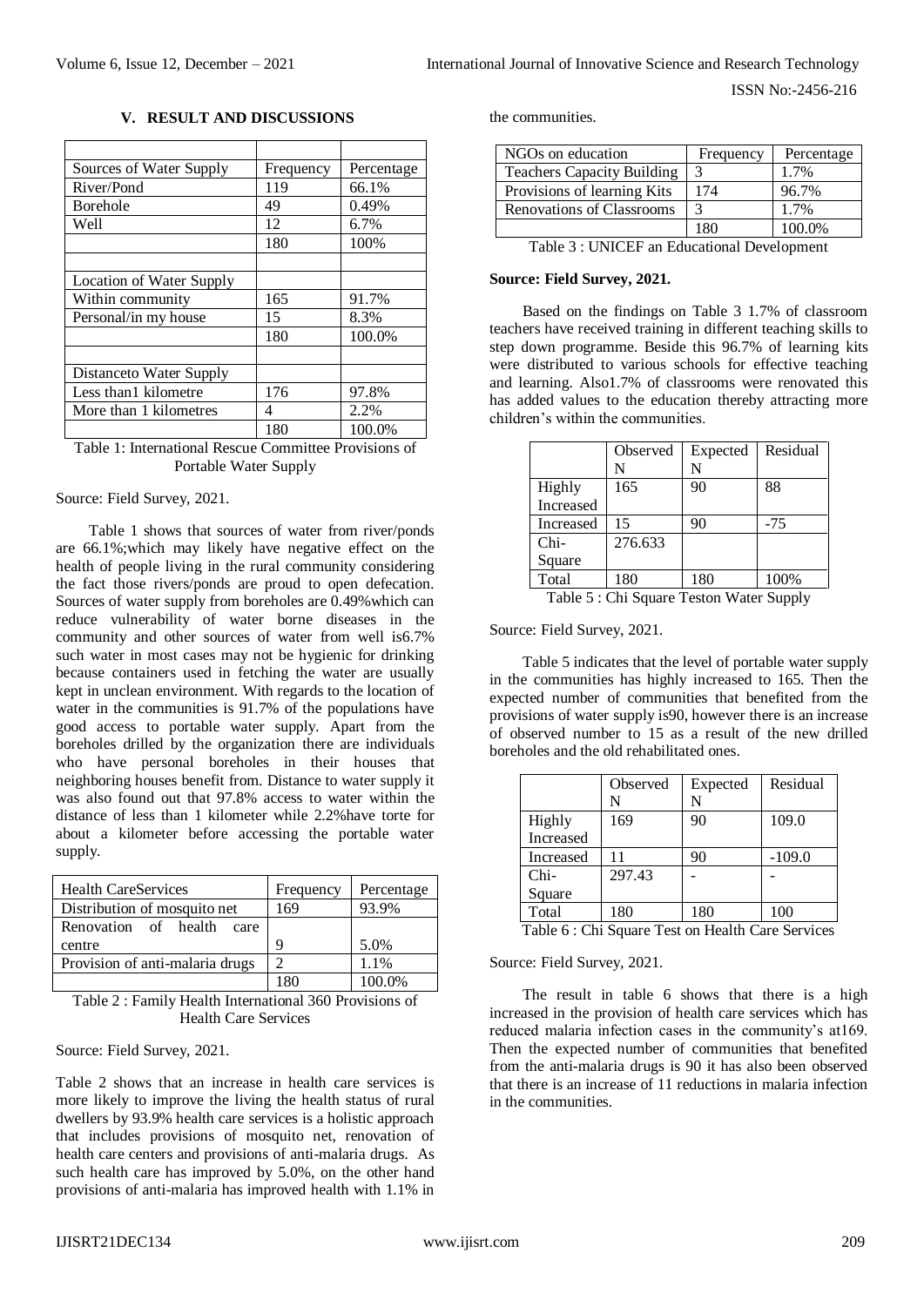## V. RESULT AND DISCUSSIONS

| | | |
|---|---|---|
| Sources of Water Supply | Frequency | Percentage |
| River/Pond | 119 | 66.1% |
| Borehole | 49 | 0.49% |
| Well | 12 | 6.7% |
| | 180 | 100% |
| | | |
| Location of Water Supply | | |
| Within community | 165 | 91.7% |
| Personal/in my house | 15 | 8.3% |
| | 180 | 100.0% |
| | | |
| Distanceto Water Supply | | |
| Less than1 kilometre | 176 | 97.8% |
| More than 1 kilometres | 4 | 2.2% |
| | 180 | 100.0% |

Table 1: International Rescue Committee Provisions of Portable Water Supply

Source: Field Survey, 2021.

Table 1 shows that sources of water from river/ponds are 66.1%;which may likely have negative effect on the health of people living in the rural community considering the fact those rivers/ponds are proud to open defecation. Sources of water supply from boreholes are 0.49%which can reduce vulnerability of water borne diseases in the community and other sources of water from well is6.7% such water in most cases may not be hygienic for drinking because containers used in fetching the water are usually kept in unclean environment. With regards to the location of water in the communities is 91.7% of the populations have good access to portable water supply. Apart from the boreholes drilled by the organization there are individuals who have personal boreholes in their houses that neighboring houses benefit from. Distance to water supply it was also found out that 97.8% access to water within the distance of less than 1 kilometer while 2.2%have torte for about a kilometer before accessing the portable water supply.

| Health CareServices | Frequency | Percentage |
|---|---|---|
| Distribution of mosquito net | 169 | 93.9% |
| Renovation of health care centre | 9 | 5.0% |
| Provision of anti-malaria drugs | 2 | 1.1% |
| | 180 | 100.0% |

Table 2 : Family Health International 360 Provisions of Health Care Services

Source: Field Survey, 2021.

Table 2 shows that an increase in health care services is more likely to improve the living the health status of rural dwellers by 93.9% health care services is a holistic approach that includes provisions of mosquito net, renovation of health care centers and provisions of anti-malaria drugs. As such health care has improved by 5.0%, on the other hand provisions of anti-malaria has improved health with 1.1% in the communities.

| NGOs on education | Frequency | Percentage |
|---|---|---|
| Teachers Capacity Building | 3 | 1.7% |
| Provisions of learning Kits | 174 | 96.7% |
| Renovations of Classrooms | 3 | 1.7% |
| | 180 | 100.0% |

Table 3 : UNICEF an Educational Development

**Source: Field Survey, 2021.**

Based on the findings on Table 3 1.7% of classroom teachers have received training in different teaching skills to step down programme. Beside this 96.7% of learning kits were distributed to various schools for effective teaching and learning. Also1.7% of classrooms were renovated this has added values to the education thereby attracting more children's within the communities.

| | Observed N | Expected N | Residual |
|---|---|---|---|
| Highly Increased | 165 | 90 | 88 |
| Increased | 15 | 90 | -75 |
| Chi-Square | 276.633 | | |
| Total | 180 | 180 | 100% |

Table 5 : Chi Square Teston Water Supply

Source: Field Survey, 2021.

Table 5 indicates that the level of portable water supply in the communities has highly increased to 165. Then the expected number of communities that benefited from the provisions of water supply is90, however there is an increase of observed number to 15 as a result of the new drilled boreholes and the old rehabilitated ones.

| | Observed N | Expected N | Residual |
|---|---|---|---|
| Highly Increased | 169 | 90 | 109.0 |
| Increased | 11 | 90 | -109.0 |
| Chi-Square | 297.43 | - | - |
| Total | 180 | 180 | 100 |

Table 6 : Chi Square Test on Health Care Services

Source: Field Survey, 2021.

The result in table 6 shows that there is a high increased in the provision of health care services which has reduced malaria infection cases in the community's at169. Then the expected number of communities that benefited from the anti-malaria drugs is 90 it has also been observed that there is an increase of 11 reductions in malaria infection in the communities.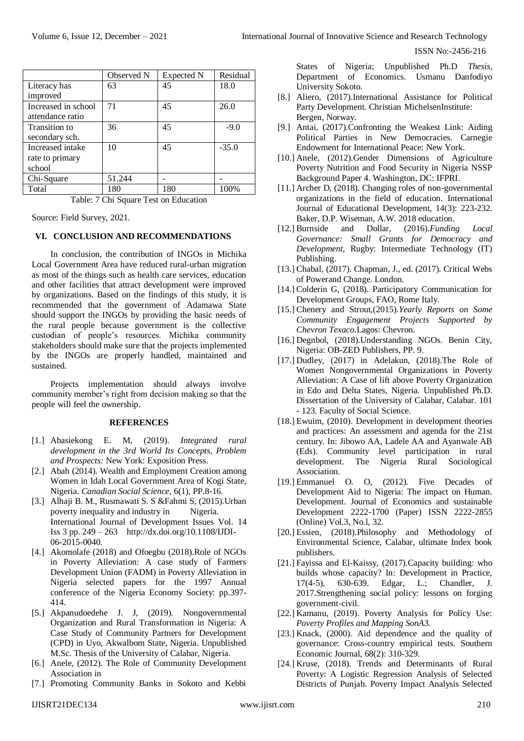| | Observed N | Expected N | Residual |
|---|---|---|---|
| Literacy has improved | 63 | 45 | 18.0 |
| Increased in school attendance ratio | 71 | 45 | 26.0 |
| Transition to secondary sch. | 36 | 45 | -9.0 |
| Increased intake rate to primary school | 10 | 45 | -35.0 |
| Chi-Square | 51.244 | - | - |
| Total | 180 | 180 | 100% |

Table: 7 Chi Square Test on Education

Source: Field Survey, 2021.

## VI. CONCLUSION AND RECOMMENDATIONS

In conclusion, the contribution of INGOs in Michika Local Government Area have reduced rural-urban migration as most of the things such as health care services, education and other facilities that attract development were improved by organizations. Based on the findings of this study, it is recommended that the government of Adamawa State should support the INGOs by providing the basic needs of the rural people because government is the collective custodian of people's resources. Michika community stakeholders should make sure that the projects implemented by the INGOs are properly handled, maintained and sustained.

Projects implementation should always involve community member's right from decision making so that the people will feel the ownership.

## REFERENCES

[1.] Abasiekong E. M, (2019). *Integrated rural development in the 3rd World Its Concepts, Problem and Prospects:* New York: Exposition Press.

[2.] Abah (2014). Wealth and Employment Creation among Women in Idah Local Government Area of Kogi State, Nigeria. *Canadian Social Science,* 6(1), PP.8-16.

[3.] Alhaji B. M., Rusmawati S. S &Fahmi S, (2015).Urban poverty inequality and industry in Nigeria. International Journal of Development Issues Vol. 14 Iss 3 pp. 249 – 263 http://dx.doi.org/10.1108/IJDI-06-2015-0040.

[4.] Akomolafe (2018) and Ofoegbu (2018).Role of NGOs in Poverty Alleviation: A case study of Farmers Development Union (FADM) in Poverty Alleviation in Nigeria selected papers for the 1997 Annual conference of the Nigeria Economy Society: pp.397-414.

[5.] Akpanudoedehe J. J, (2019). Nongovernmental Organization and Rural Transformation in Nigeria: A Case Study of Community Partners for Development (CPD) in Uyo, AkwaIbom State, Nigeria. Unpublished M.Sc. Thesis of the University of Calabar, Nigeria.

[6.] Anele, (2012). The Role of Community Development Association in

[7.] Promoting Community Banks in Sokoto and Kebbi States of Nigeria; Unpublished Ph.D *Thesis,* Department of Economics. Usmanu Danfodiyo University Sokoto.

[8.] Aliero, (2017).International Assistance for Political Party Development. Christian MichelsenInstitute: Bergen, Norway.

[9.] Antai, (2017).Confronting the Weakest Link: Aiding Political Parties in New Democracies. Carnegie Endowment for International Peace: New York.

[10.] Anele, (2012).Gender Dimensions of Agriculture Poverty Nutrition and Food Security in Nigeria NSSP Background Paper 4. Washington, DC: IFPRI.

[11.] Archer D, (2018). Changing roles of non-governmental organizations in the field of education. International Journal of Educational Development, 14(3): 223-232. Baker, D.P. Wiseman, A.W. 2018 education.

[12.] Burnside and Dollar, (2016).*Funding Local Governance: Small Grants for Democracy and Development,* Rugby: Intermediate Technology (IT) Publishing.

[13.] Chabal, (2017). Chapman, J., ed. (2017). Critical Webs of Powerand Change. London.

[14.] Colderin G, (2018). Participatory Communication for Development Groups, FAO, Rome Italy.

[15.] Chenery and Strout,(2015).*Yearly Reports on Some Community Engagement Projects Supported by Chevron Texaco.*Lagos: Chevron.

[16.] Degnbol, (2018).Understanding NGOs. Benin City, Nigeria: OB-ZED Publishers, PP. 9.

[17.] Dudley, (2017) in Adelakun, (2018).The Role of Women Nongovernmental Organizations in Poverty Alleviation: A Case of lift above Poverty Organization in Edo and Delta States, Nigeria. Unpublished Ph.D. Dissertation of the University of Calabar, Calabar. 101 - 123. Faculty of Social Science.

[18.] Ewuim, (2010). Development in development theories and practices: An assessment and agenda for the 21st century. In: Jibowo AA, Ladele AA and Ayanwale AB (Eds). Community level participation in rural development. The Nigeria Rural Sociological Association.

[19.] Emmanuel O. O, (2012). Five Decades of Development Aid to Nigeria: The impact on Human. Development. Journal of Economics and sustainable Development 2222-1700 (Paper) ISSN 2222-2855 (Online) Vol.3, No.l, 32.

[20.] Essien, (2018).Philosophy and Methodology of Environmental Science, Calabar, ultimate Index book publishers.

[21.] Fayissa and El-Kaissy, (2017).Capacity building: who builds whose capacity? In: Development in Practice, 17(4-5), 630-639. Edgar, L.; Chandler, J. 2017.Strengthening social policy: lessons on forging government-civil.

[22.] Kamanu, (2019). Poverty Analysis for Policy Use: *Poverty Profiles and Mapping SonA3.*

[23.] Knack, (2000). Aid dependence and the quality of governance: Cross-country empirical tests. Southern Economic Journal, 68(2): 310-329.

[24.] Kruse, (2018). Trends and Determinants of Rural Poverty: A Logistic Regression Analysis of Selected Districts of Punjab. Poverty Impact Analysis Selected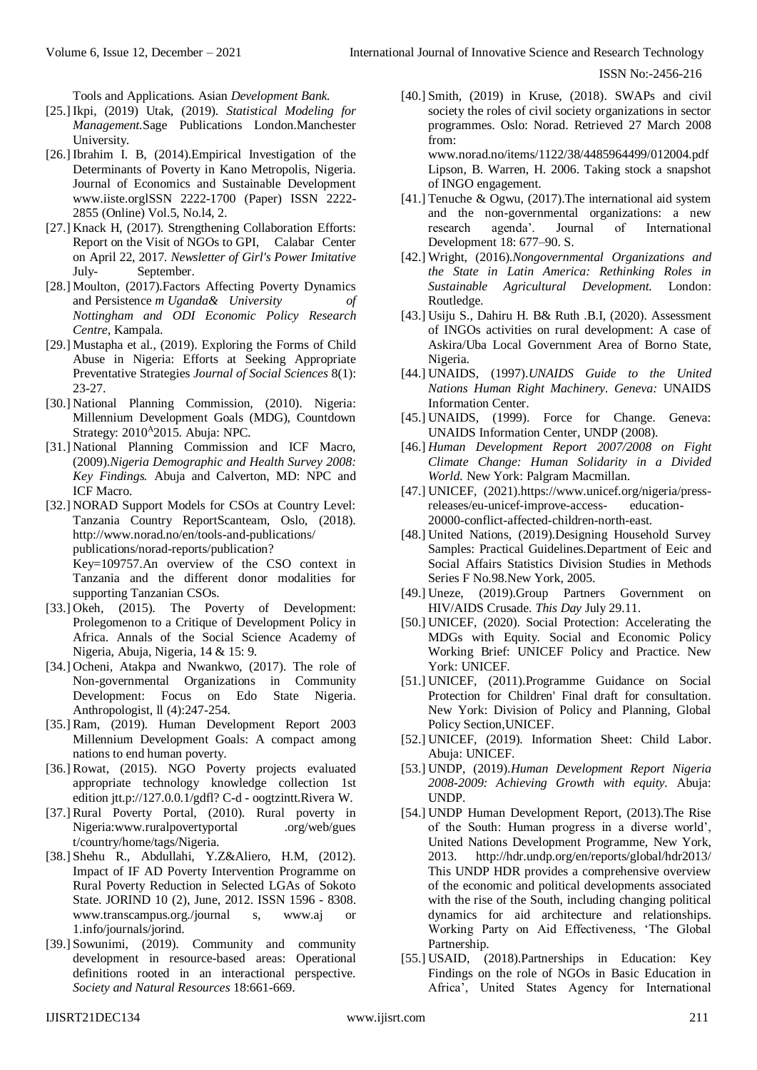Tools and Applications. Asian *Development Bank.*

[25.] Ikpi, (2019) Utak, (2019). *Statistical Modeling for Management.*Sage Publications London.Manchester University.

[26.] Ibrahim I. B, (2014).Empirical Investigation of the Determinants of Poverty in Kano Metropolis, Nigeria. Journal of Economics and Sustainable Development www.iiste.orglSSN 2222-1700 (Paper) ISSN 2222-2855 (Online) Vol.5, No.l4, 2.

[27.] Knack H, (2017). Strengthening Collaboration Efforts: Report on the Visit of NGOs to GPI, Calabar Center on April 22, 2017. *Newsletter of Girl's Power Imitative* July- September.

[28.] Moulton, (2017).Factors Affecting Poverty Dynamics and Persistence *m Uganda& University of Nottingham and ODI Economic Policy Research Centre,* Kampala.

[29.] Mustapha et al., (2019). Exploring the Forms of Child Abuse in Nigeria: Efforts at Seeking Appropriate Preventative Strategies *Journal of Social Sciences* 8(1): 23-27.

[30.] National Planning Commission, (2010). Nigeria: Millennium Development Goals (MDG), Countdown Strategy: 2010^2015. Abuja: NPC.

[31.] National Planning Commission and ICF Macro, (2009).*Nigeria Demographic and Health Survey 2008: Key Findings.* Abuja and Calverton, MD: NPC and ICF Macro.

[32.] NORAD Support Models for CSOs at Country Level: Tanzania Country ReportScanteam, Oslo, (2018). http://www.norad.no/en/tools-and-publications/ publications/norad-reports/publication? Key=109757.An overview of the CSO context in Tanzania and the different donor modalities for supporting Tanzanian CSOs.

[33.] Okeh, (2015). The Poverty of Development: Prolegomenon to a Critique of Development Policy in Africa. Annals of the Social Science Academy of Nigeria, Abuja, Nigeria, 14 & 15: 9.

[34.] Ocheni, Atakpa and Nwankwo, (2017). The role of Non-governmental Organizations in Community Development: Focus on Edo State Nigeria. Anthropologist, ll (4):247-254.

[35.] Ram, (2019). Human Development Report 2003 Millennium Development Goals: A compact among nations to end human poverty.

[36.] Rowat, (2015). NGO Poverty projects evaluated appropriate technology knowledge collection 1st edition jtt.p://127.0.0.1/gdfl? C-d - oogtzintt.Rivera W.

[37.] Rural Poverty Portal, (2010). Rural poverty in Nigeria:www.ruralpovertyportal .org/web/gues t/country/home/tags/Nigeria.

[38.] Shehu R., Abdullahi, Y.Z&Aliero, H.M, (2012). Impact of IF AD Poverty Intervention Programme on Rural Poverty Reduction in Selected LGAs of Sokoto State. JORIND 10 (2), June, 2012. ISSN 1596 - 8308. www.transcampus.org./journal s, www.aj or 1.info/journals/jorind.

[39.] Sowunimi, (2019). Community and community development in resource-based areas: Operational definitions rooted in an interactional perspective. *Society and Natural Resources* 18:661-669.

[40.] Smith, (2019) in Kruse, (2018). SWAPs and civil society the roles of civil society organizations in sector programmes. Oslo: Norad. Retrieved 27 March 2008 from: www.norad.no/items/1122/38/4485964499/012004.pdf Lipson, B. Warren, H. 2006. Taking stock a snapshot of INGO engagement.

[41.] Tenuche & Ogwu, (2017).The international aid system and the non-governmental organizations: a new research agenda'. Journal of International Development 18: 677–90. S.

[42.] Wright, (2016).*Nongovernmental Organizations and the State in Latin America: Rethinking Roles in Sustainable Agricultural Development.* London: Routledge.

[43.] Usiju S., Dahiru H. B& Ruth .B.I, (2020). Assessment of INGOs activities on rural development: A case of Askira/Uba Local Government Area of Borno State, Nigeria.

[44.] UNAIDS, (1997).*UNAIDS Guide to the United Nations Human Right Machinery. Geneva:* UNAIDS Information Center.

[45.] UNAIDS, (1999). Force for Change. Geneva: UNAIDS Information Center, UNDP (2008).

[46.] *Human Development Report 2007/2008 on Fight Climate Change: Human Solidarity in a Divided World.* New York: Palgram Macmillan.

[47.] UNICEF, (2021).https://www.unicef.org/nigeria/press-releases/eu-unicef-improve-access- education-20000-conflict-affected-children-north-east.

[48.] United Nations, (2019).Designing Household Survey Samples: Practical Guidelines.Department of Eeic and Social Affairs Statistics Division Studies in Methods Series F No.98.New York, 2005.

[49.] Uneze, (2019).Group Partners Government on HIV/AIDS Crusade. *This Day* July 29.11.

[50.] UNICEF, (2020). Social Protection: Accelerating the MDGs with Equity. Social and Economic Policy Working Brief: UNICEF Policy and Practice. New York: UNICEF.

[51.] UNICEF, (2011).Programme Guidance on Social Protection for Children' Final draft for consultation. New York: Division of Policy and Planning, Global Policy Section,UNICEF.

[52.] UNICEF, (2019). Information Sheet: Child Labor. Abuja: UNICEF.

[53.] UNDP, (2019).*Human Development Report Nigeria 2008-2009: Achieving Growth with equity.* Abuja: UNDP.

[54.] UNDP Human Development Report, (2013).The Rise of the South: Human progress in a diverse world', United Nations Development Programme, New York, 2013. http://hdr.undp.org/en/reports/global/hdr2013/ This UNDP HDR provides a comprehensive overview of the economic and political developments associated with the rise of the South, including changing political dynamics for aid architecture and relationships. Working Party on Aid Effectiveness, 'The Global Partnership.

[55.] USAID, (2018).Partnerships in Education: Key Findings on the role of NGOs in Basic Education in Africa', United States Agency for International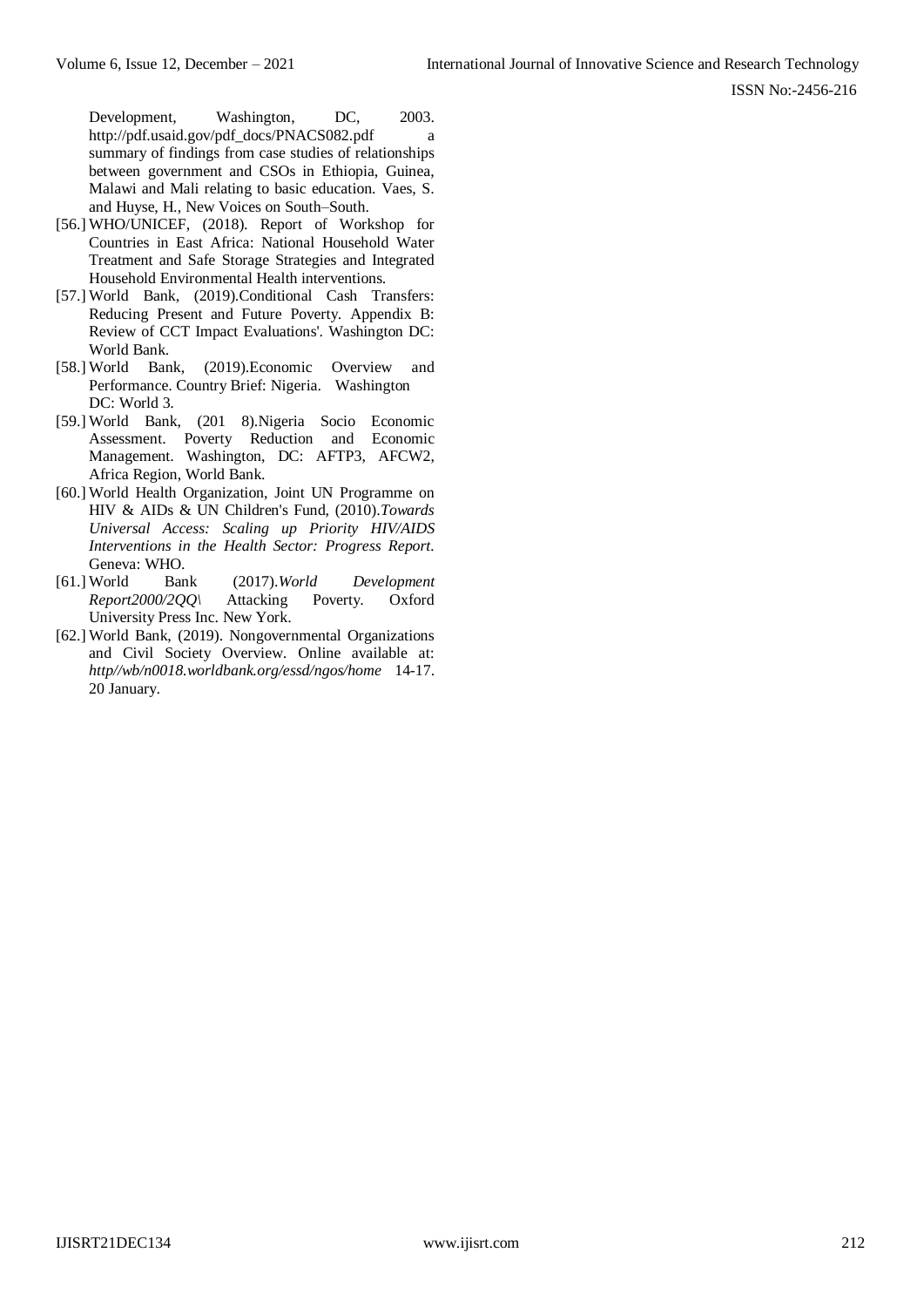Development, Washington, DC, 2003. http://pdf.usaid.gov/pdf_docs/PNACS082.pdf a summary of findings from case studies of relationships between government and CSOs in Ethiopia, Guinea, Malawi and Mali relating to basic education. Vaes, S. and Huyse, H., New Voices on South–South.

[56.] WHO/UNICEF, (2018). Report of Workshop for Countries in East Africa: National Household Water Treatment and Safe Storage Strategies and Integrated Household Environmental Health interventions.

[57.] World Bank, (2019).Conditional Cash Transfers: Reducing Present and Future Poverty. Appendix B: Review of CCT Impact Evaluations'. Washington DC: World Bank.

[58.] World Bank, (2019).Economic Overview and Performance. Country Brief: Nigeria. Washington DC: World 3.

[59.] World Bank, (201 8).Nigeria Socio Economic Assessment. Poverty Reduction and Economic Management. Washington, DC: AFTP3, AFCW2, Africa Region, World Bank.

[60.] World Health Organization, Joint UN Programme on HIV & AIDs & UN Children's Fund, (2010).*Towards Universal Access: Scaling up Priority HIV/AIDS Interventions in the Health Sector: Progress Report.* Geneva: WHO.

[61.] World Bank (2017).*World Development Report2000/2QQ\* Attacking Poverty. Oxford University Press Inc. New York.

[62.] World Bank, (2019). Nongovernmental Organizations and Civil Society Overview. Online available at: *http//wb/n0018.worldbank.org/essd/ngos/home* 14-17. 20 January.